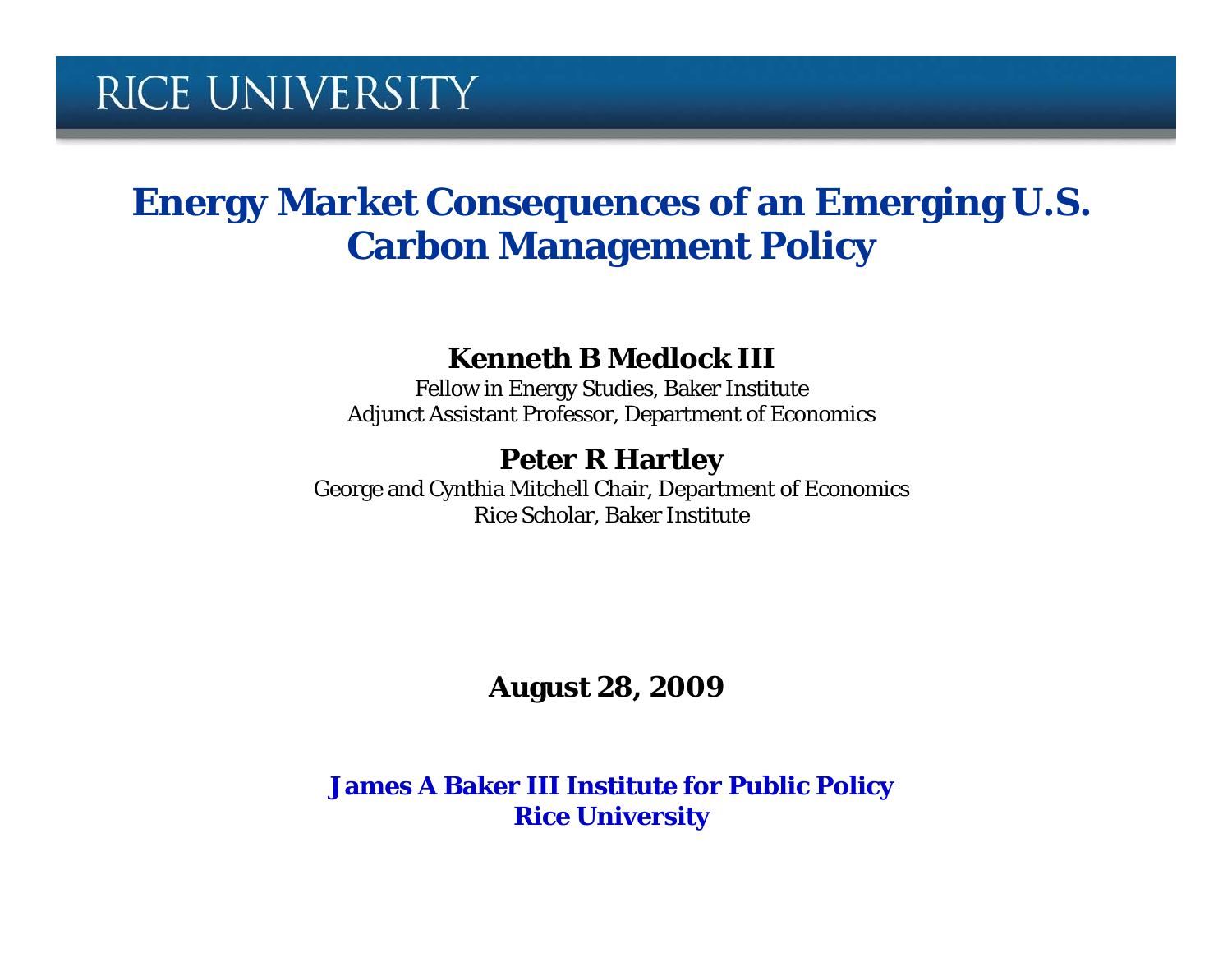RICE UNIVERSITY

# Energy Market Consequences of an Emerging U.S. Carbon Management Policy

**Kenneth B Medlock III**

Fellow in Energy Studies, Baker Institute
Adjunct Assistant Professor, Department of Economics

**Peter R Hartley**

George and Cynthia Mitchell Chair, Department of Economics
Rice Scholar, Baker Institute

**August 28, 2009**

**James A Baker III Institute for Public Policy**
**Rice University**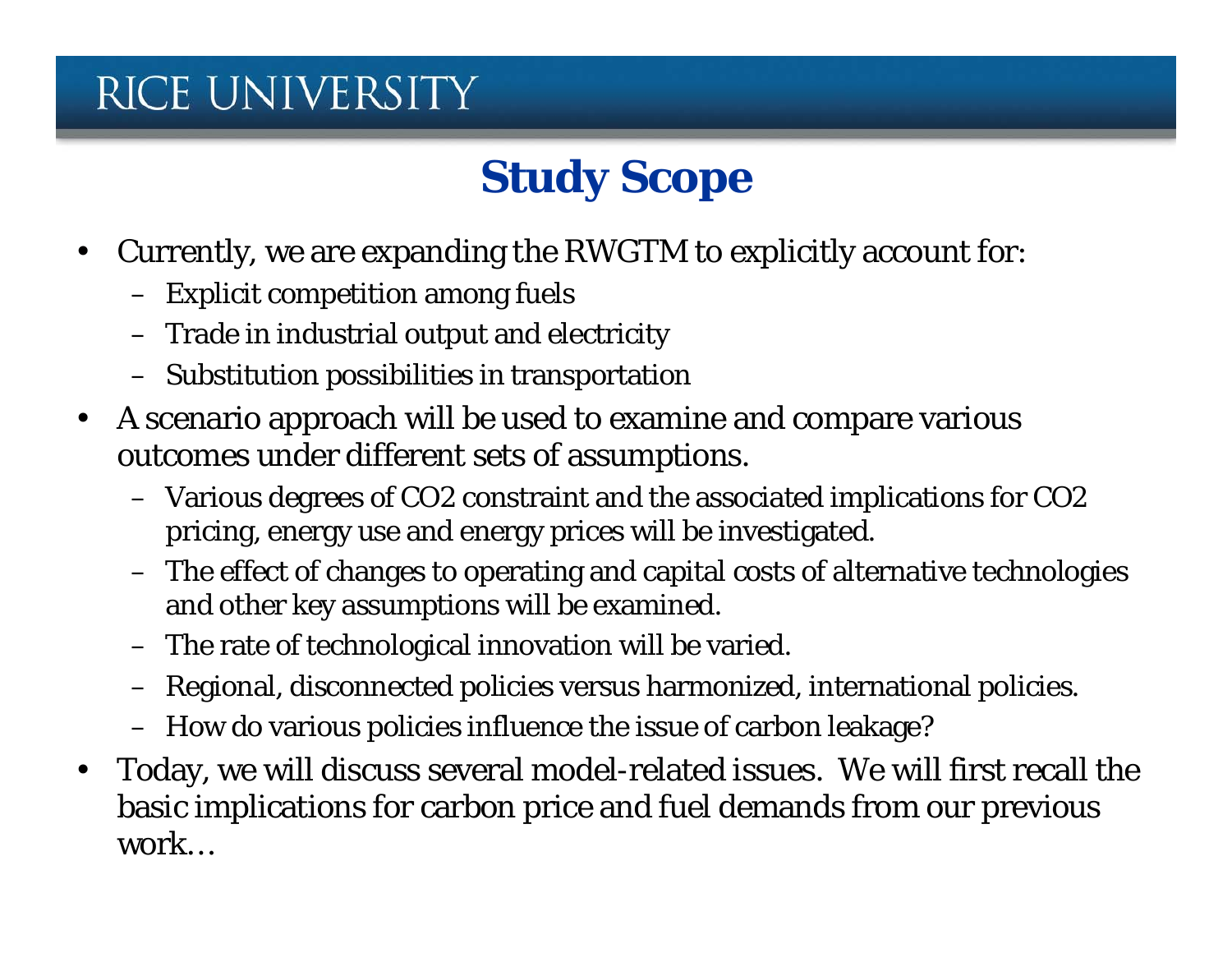## Study Scope

- Currently, we are expanding the RWGTM to explicitly account for:
  - Explicit competition among fuels
  - Trade in industrial output and electricity
  - Substitution possibilities in transportation
- A scenario approach will be used to examine and compare various outcomes under different sets of assumptions.
  - Various degrees of $CO_2$ constraint and the associated implications for $CO_2$ pricing, energy use and energy prices will be investigated.
  - The effect of changes to operating and capital costs of alternative technologies and other key assumptions will be examined.
  - The rate of technological innovation will be varied.
  - Regional, disconnected policies versus harmonized, international policies.
  - How do various policies influence the issue of carbon leakage?
- Today, we will discuss several model-related issues. We will first recall the basic implications for carbon price and fuel demands from our previous work…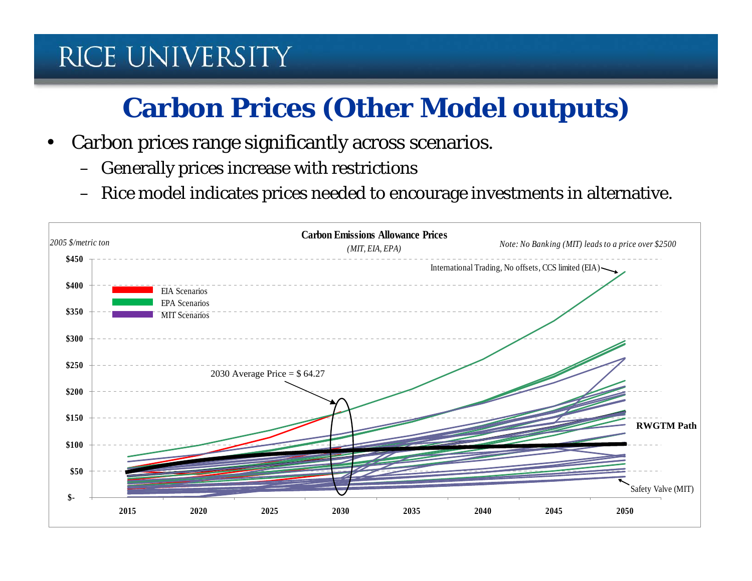# Carbon Prices (Other Model outputs)

- Carbon prices range significantly across scenarios.
  - Generally prices increase with restrictions
  - Rice model indicates prices needed to encourage investments in alternative.

**Carbon Emissions Allowance Prices**

*(MIT, EIA, EPA)*

*2005 $/metric ton*

*Note: No Banking (MIT) leads to a price over $2500*

International Trading, No offsets, CCS limited (EIA)

EIA Scenarios
EPA Scenarios
MIT Scenarios

2030 Average Price = $ 64.27

**RWGTM Path**

Safety Valve (MIT)

$450, $400, $350, $300, $250, $200, $150, $100, $50, $-

2015, 2020, 2025, 2030, 2035, 2040, 2045, 2050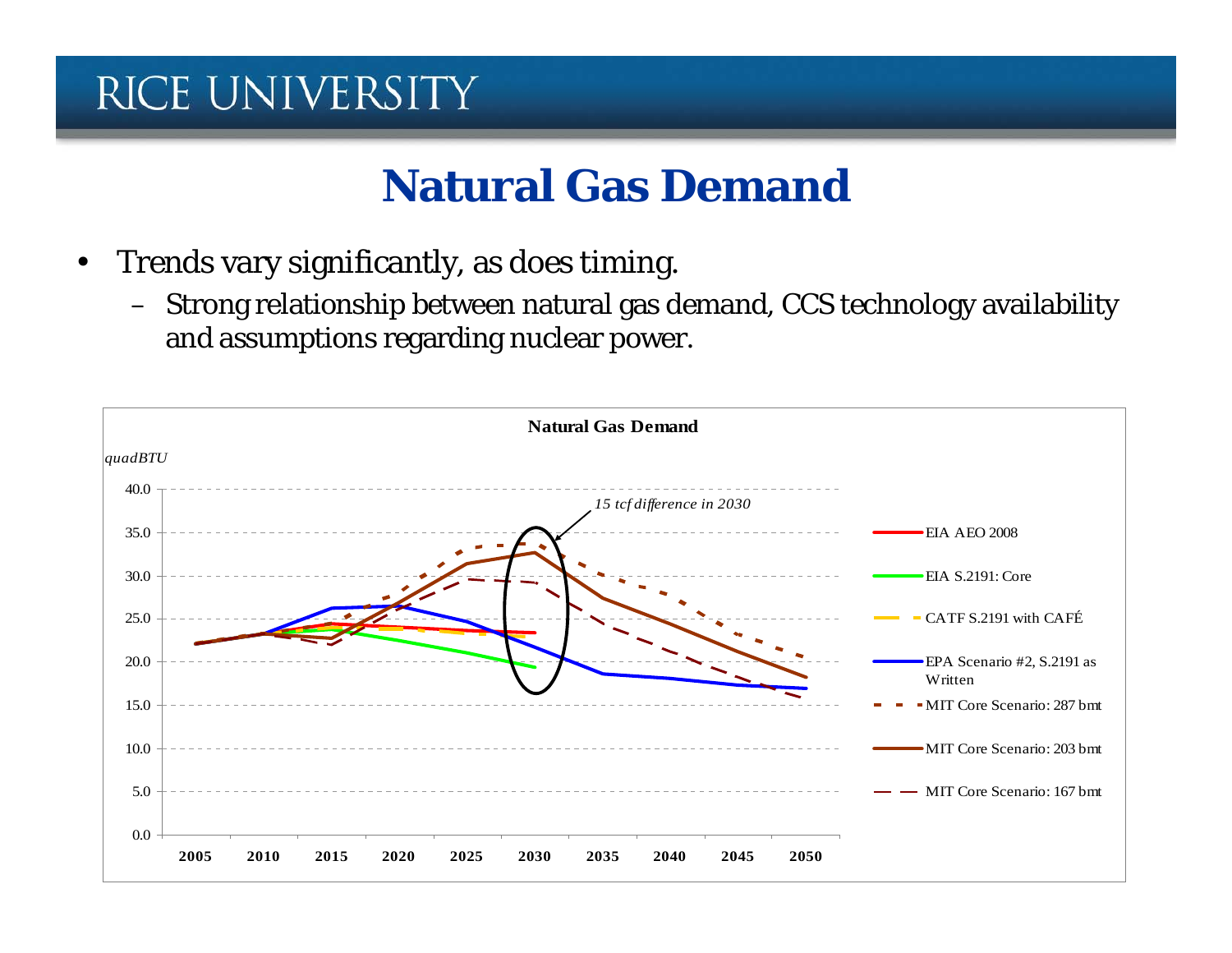# Natural Gas Demand

- Trends vary significantly, as does timing.
  - Strong relationship between natural gas demand, CCS technology availability and assumptions regarding nuclear power.

**Natural Gas Demand**

*quadBTU*

*15 tcf difference in 2030*

Legend:
- EIA AEO 2008
- EIA S.2191: Core
- CATF S.2191 with CAFÉ
- EPA Scenario #2, S.2191 as Written
- MIT Core Scenario: 287 bmt
- MIT Core Scenario: 203 bmt
- MIT Core Scenario: 167 bmt

Y-axis: 0.0, 5.0, 10.0, 15.0, 20.0, 25.0, 30.0, 35.0, 40.0

X-axis: 2005, 2010, 2015, 2020, 2025, 2030, 2035, 2040, 2045, 2050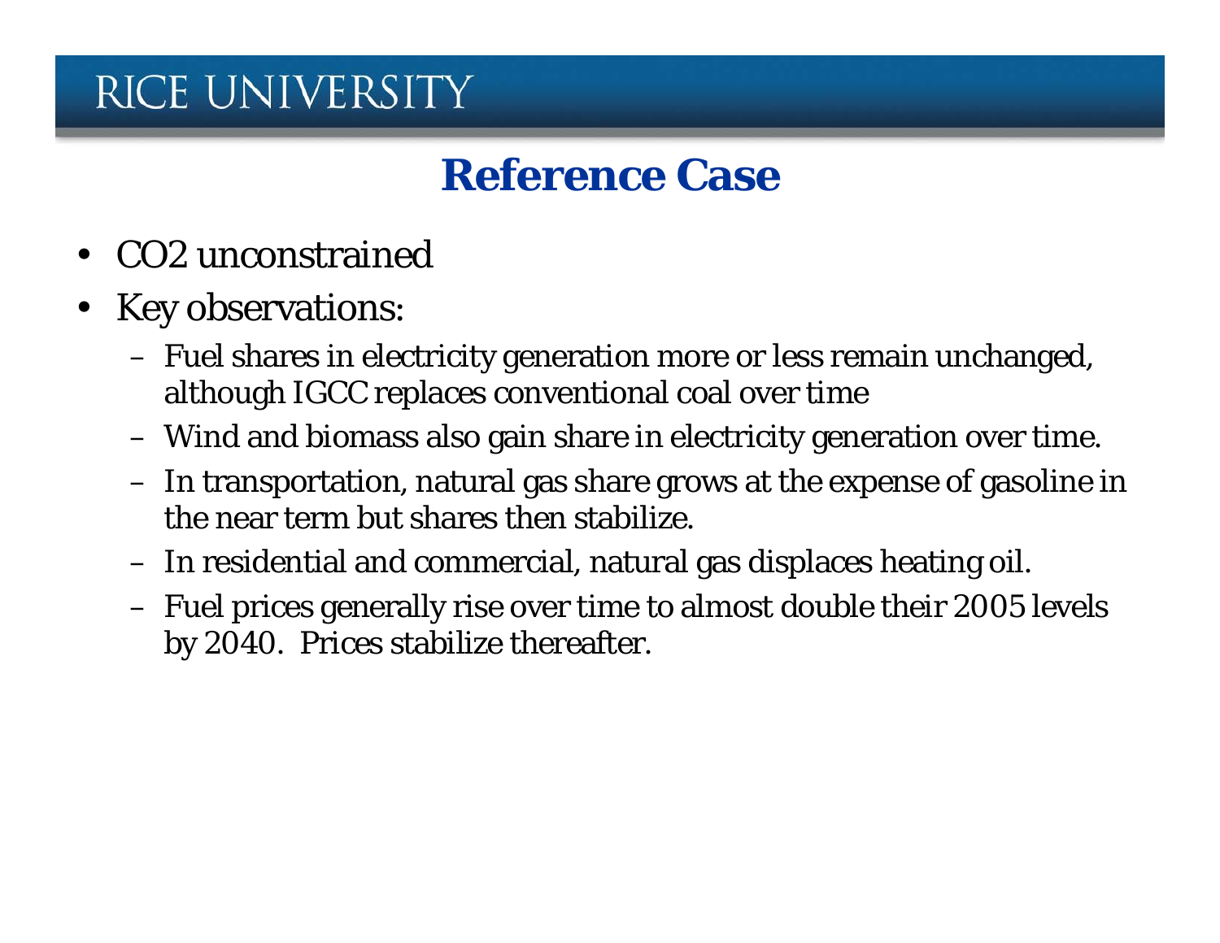# Reference Case

- $CO_2$ unconstrained
- Key observations:
  - Fuel shares in electricity generation more or less remain unchanged, although IGCC replaces conventional coal over time
  - Wind and biomass also gain share in electricity generation over time.
  - In transportation, natural gas share grows at the expense of gasoline in the near term but shares then stabilize.
  - In residential and commercial, natural gas displaces heating oil.
  - Fuel prices generally rise over time to almost double their 2005 levels by 2040. Prices stabilize thereafter.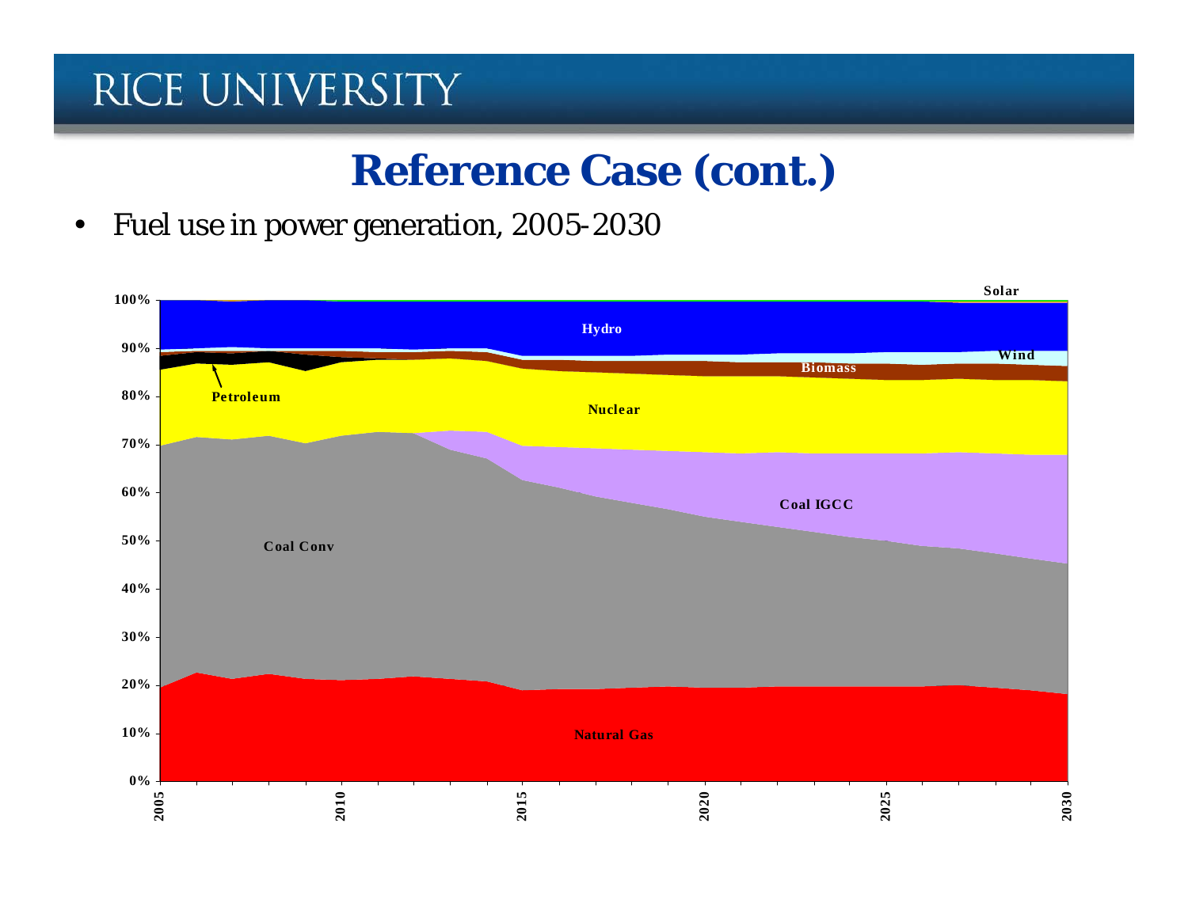# Reference Case (cont.)

- Fuel use in power generation, 2005-2030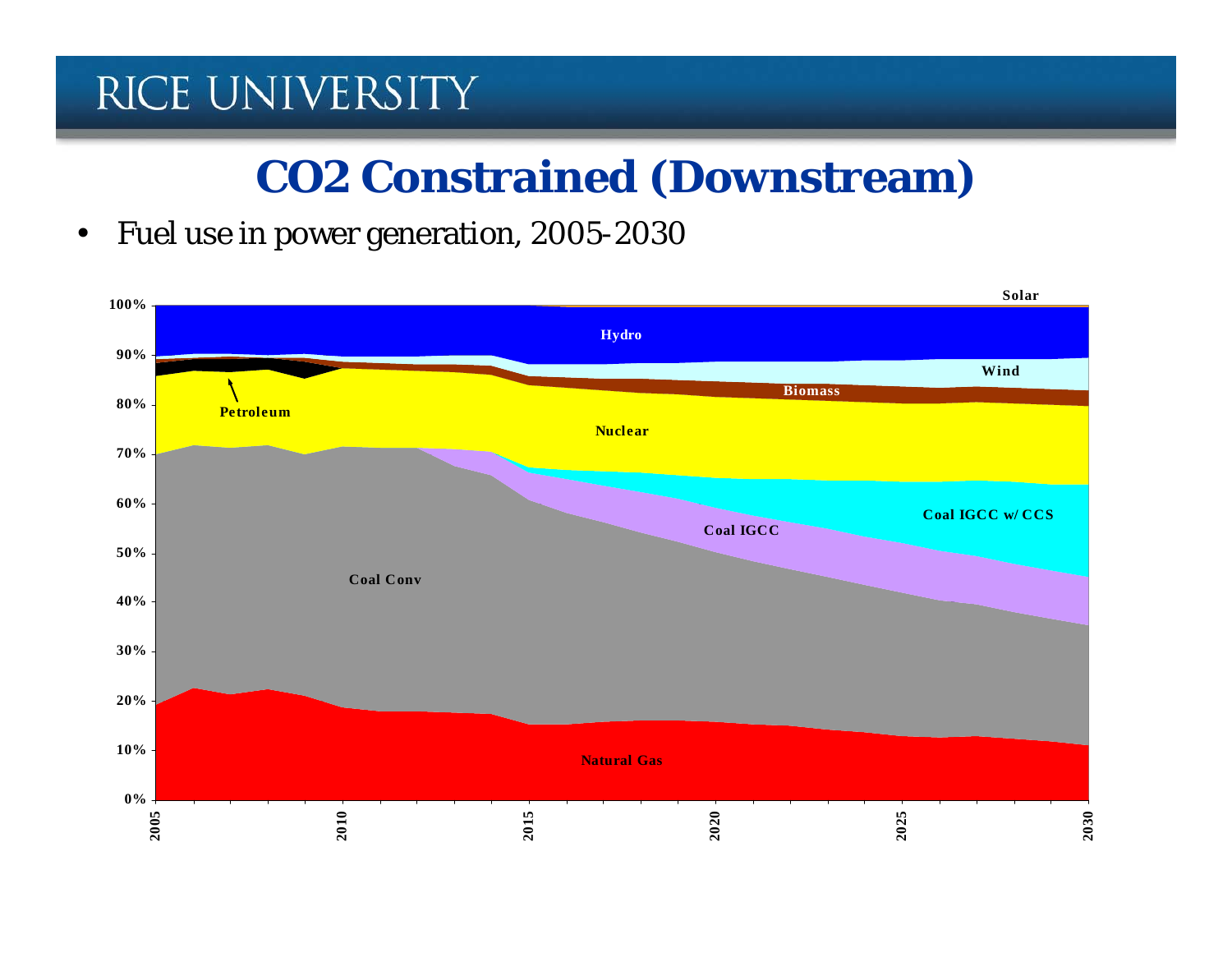# CO2 Constrained (Downstream)

- Fuel use in power generation, 2005-2030

Solar

100%
90%
80%
70%
60%
50%
40%
30%
20%
10%
0%

Hydro

Wind

Biomass

Petroleum

Nuclear

Coal IGCC w/ CCS

Coal IGCC

Coal Conv

Natural Gas

2005 2010 2015 2020 2025 2030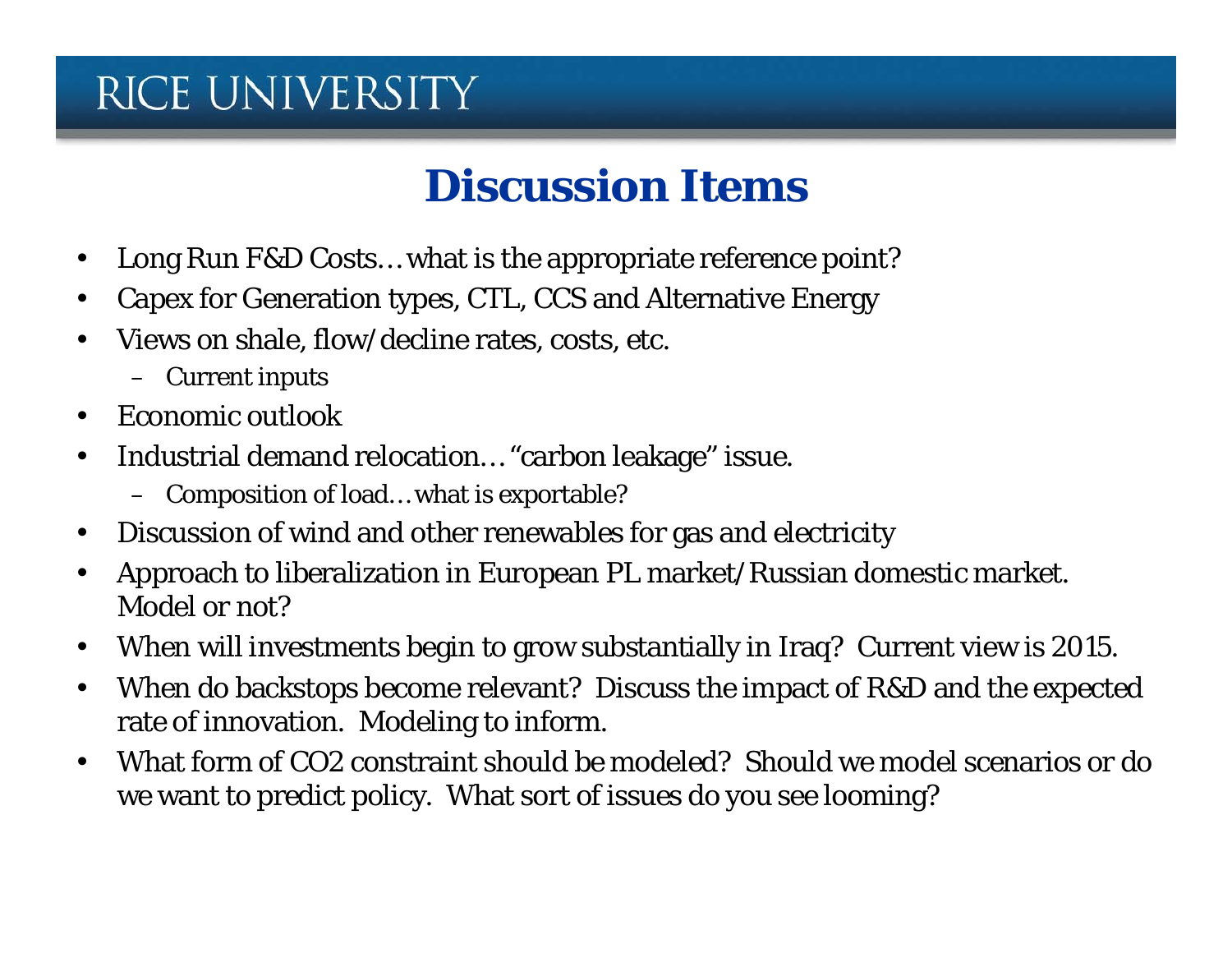# Discussion Items

- Long Run F&D Costs… what is the appropriate reference point?
- Capex for Generation types, CTL, CCS and Alternative Energy
- Views on shale, flow/decline rates, costs, etc.
  - Current inputs
- Economic outlook
- Industrial demand relocation… "carbon leakage" issue.
  - Composition of load… what is exportable?
- Discussion of wind and other renewables for gas and electricity
- Approach to liberalization in European PL market/Russian domestic market. Model or not?
- When will investments begin to grow substantially in Iraq? Current view is 2015.
- When do backstops become relevant? Discuss the impact of R&D and the expected rate of innovation. Modeling to inform.
- What form of $CO_2$ constraint should be modeled? Should we model scenarios or do we want to predict policy. What sort of issues do you see looming?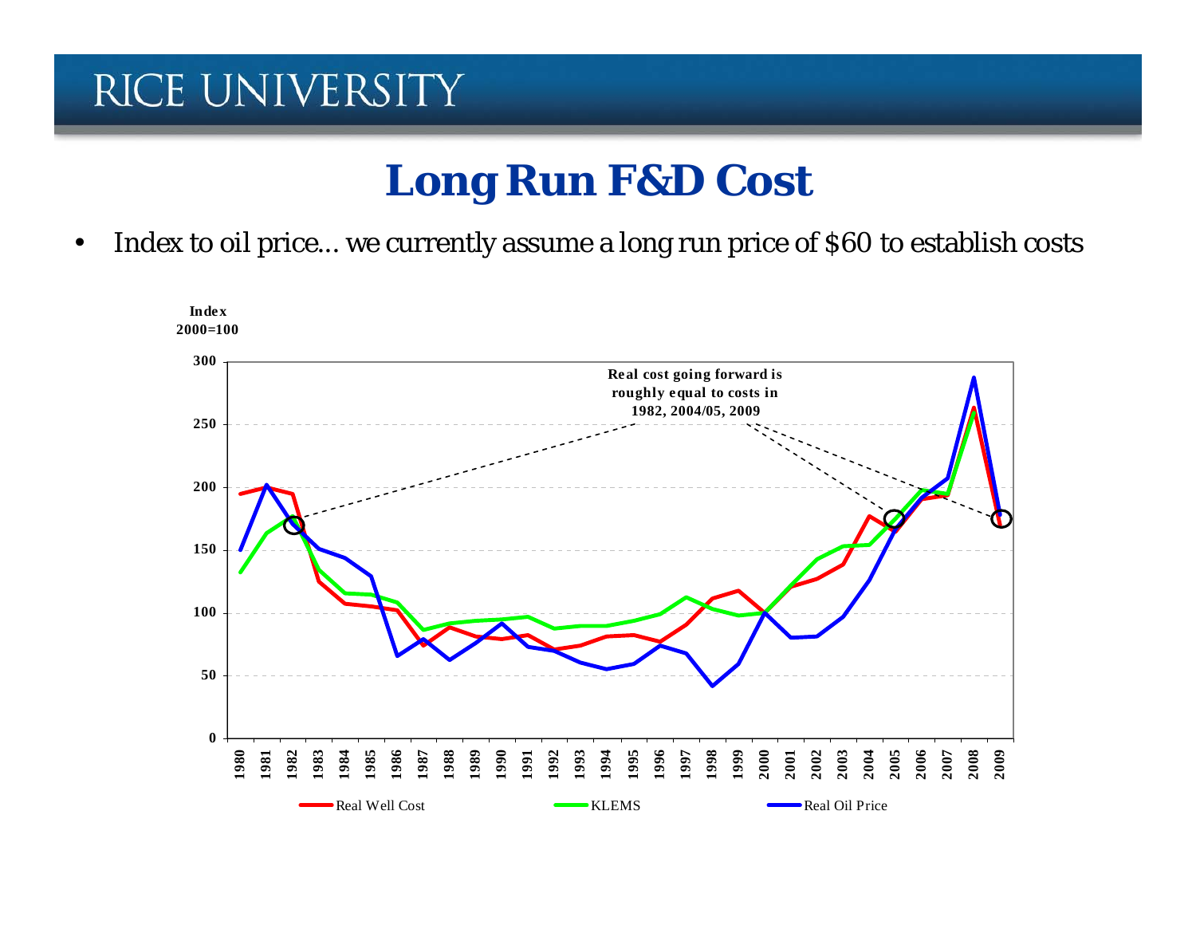# Long Run F&D Cost

- Index to oil price… we currently assume a long run price of $60 to establish costs

Index
2000=100

Real cost going forward is roughly equal to costs in 1982, 2004/05, 2009

Real Well Cost    KLEMS    Real Oil Price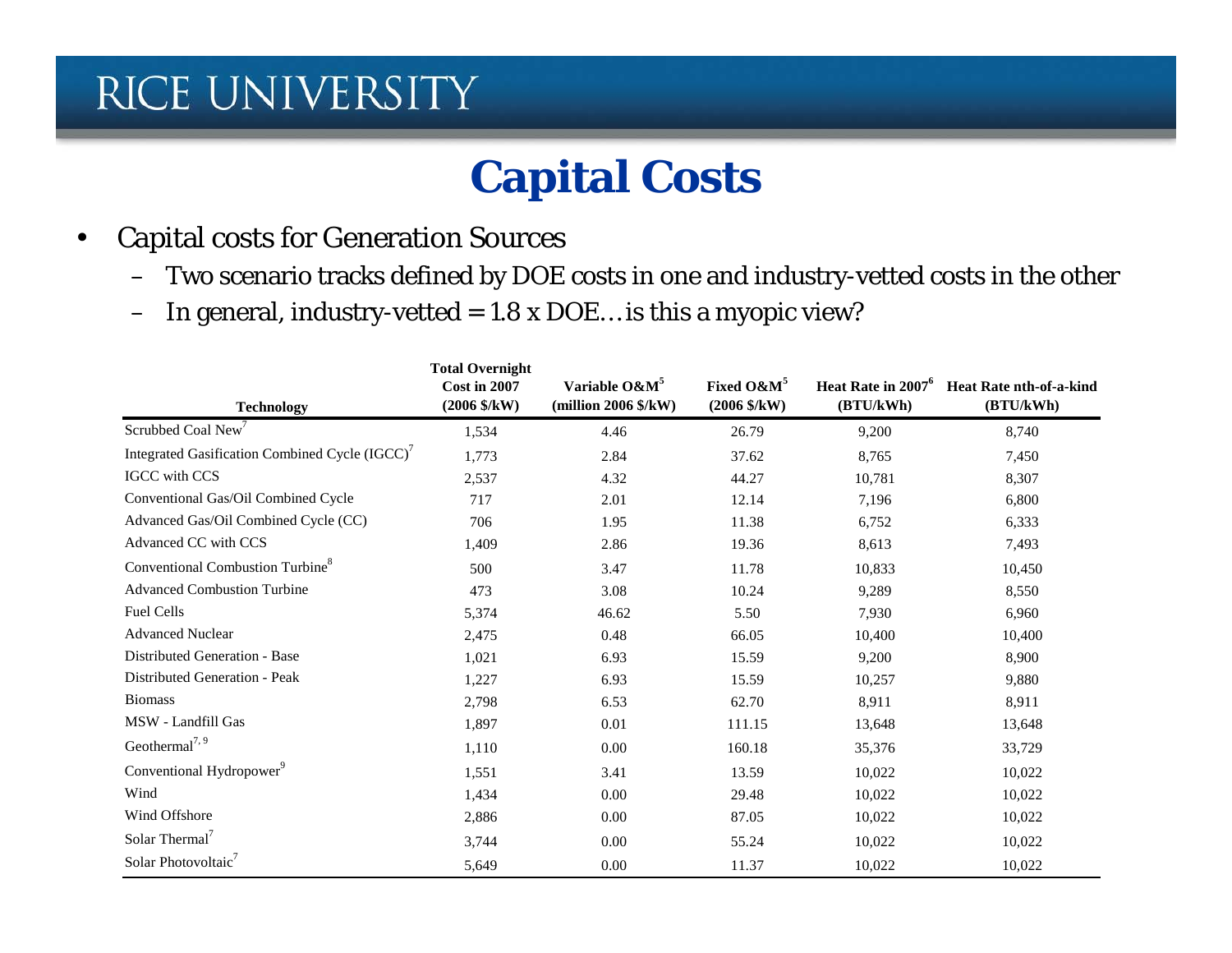# Capital Costs

- Capital costs for Generation Sources
  - Two scenario tracks defined by DOE costs in one and industry-vetted costs in the other
  - In general, industry-vetted = 1.8 x DOE… is this a myopic view?

| Technology | Total Overnight Cost in 2007 (2006 $/kW) | Variable O&M[5] (million 2006 $/kW) | Fixed O&M[5] (2006 $/kW) | Heat Rate in 2007[6] (BTU/kWh) | Heat Rate nth-of-a-kind (BTU/kWh) |
|---|---|---|---|---|---|
| Scrubbed Coal New[7] | 1,534 | 4.46 | 26.79 | 9,200 | 8,740 |
| Integrated Gasification Combined Cycle (IGCC)[7] | 1,773 | 2.84 | 37.62 | 8,765 | 7,450 |
| IGCC with CCS | 2,537 | 4.32 | 44.27 | 10,781 | 8,307 |
| Conventional Gas/Oil Combined Cycle | 717 | 2.01 | 12.14 | 7,196 | 6,800 |
| Advanced Gas/Oil Combined Cycle (CC) | 706 | 1.95 | 11.38 | 6,752 | 6,333 |
| Advanced CC with CCS | 1,409 | 2.86 | 19.36 | 8,613 | 7,493 |
| Conventional Combustion Turbine[8] | 500 | 3.47 | 11.78 | 10,833 | 10,450 |
| Advanced Combustion Turbine | 473 | 3.08 | 10.24 | 9,289 | 8,550 |
| Fuel Cells | 5,374 | 46.62 | 5.50 | 7,930 | 6,960 |
| Advanced Nuclear | 2,475 | 0.48 | 66.05 | 10,400 | 10,400 |
| Distributed Generation - Base | 1,021 | 6.93 | 15.59 | 9,200 | 8,900 |
| Distributed Generation - Peak | 1,227 | 6.93 | 15.59 | 10,257 | 9,880 |
| Biomass | 2,798 | 6.53 | 62.70 | 8,911 | 8,911 |
| MSW - Landfill Gas | 1,897 | 0.01 | 111.15 | 13,648 | 13,648 |
| Geothermal[7, 9] | 1,110 | 0.00 | 160.18 | 35,376 | 33,729 |
| Conventional Hydropower[9] | 1,551 | 3.41 | 13.59 | 10,022 | 10,022 |
| Wind | 1,434 | 0.00 | 29.48 | 10,022 | 10,022 |
| Wind Offshore | 2,886 | 0.00 | 87.05 | 10,022 | 10,022 |
| Solar Thermal[7] | 3,744 | 0.00 | 55.24 | 10,022 | 10,022 |
| Solar Photovoltaic[7] | 5,649 | 0.00 | 11.37 | 10,022 | 10,022 |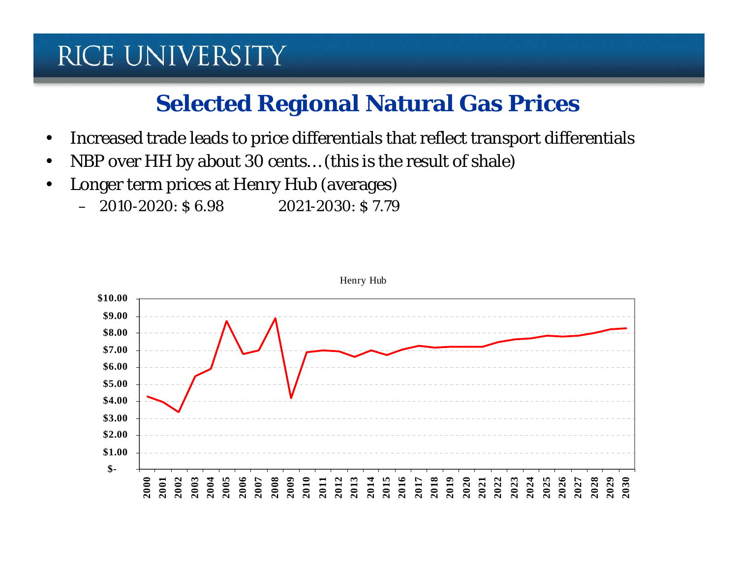## Selected Regional Natural Gas Prices

- Increased trade leads to price differentials that reflect transport differentials
- NBP over HH by about 30 cents…(this is the result of shale)
- Longer term prices at Henry Hub (averages)
  - 2010-2020: $ 6.98 2021-2030: $ 7.79

Henry Hub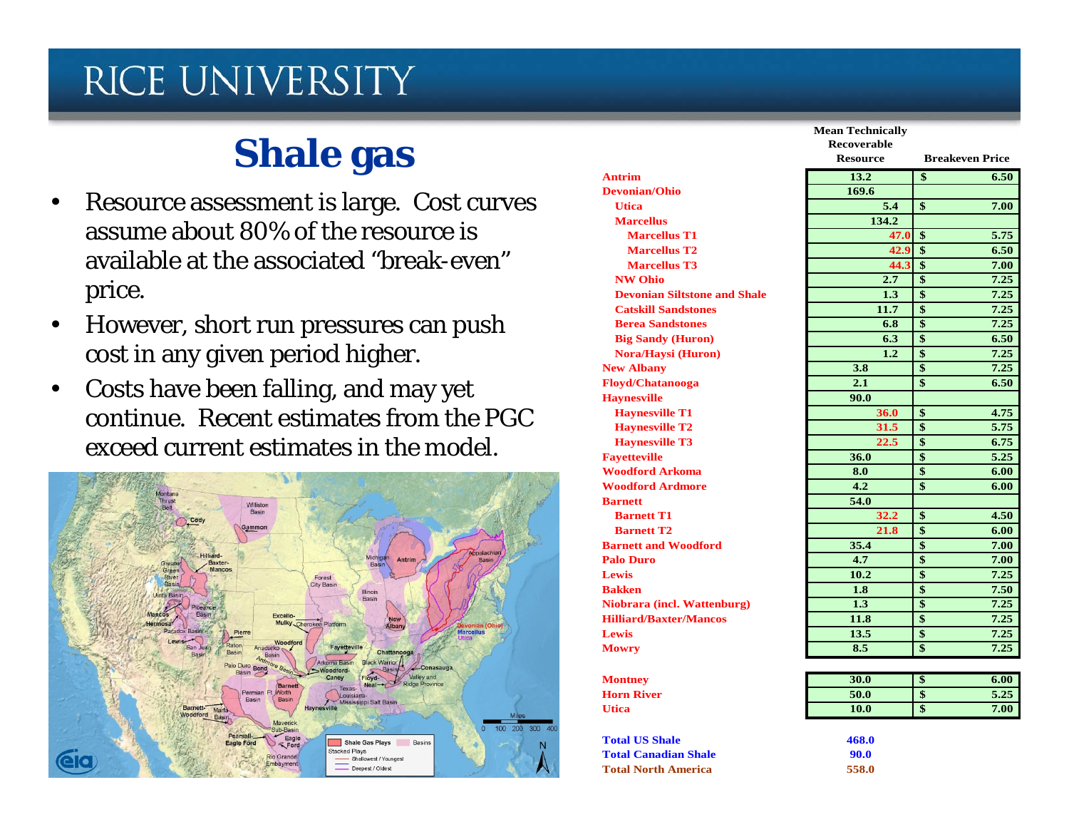# Shale gas

- Resource assessment is large. Cost curves assume about 80% of the resource is available at the associated "break-even" price.
- However, short run pressures can push cost in any given period higher.
- Costs have been falling, and may yet continue. Recent estimates from the PGC exceed current estimates in the model.

| | Mean Technically Recoverable Resource | Breakeven Price |
|---|---|---|
| Antrim | 13.2 | $ 6.50 |
| Devonian/Ohio | 169.6 | |
| Utica | 5.4 | $ 7.00 |
| Marcellus | 134.2 | |
| Marcellus T1 | 47.0 | $ 5.75 |
| Marcellus T2 | 42.9 | $ 6.50 |
| Marcellus T3 | 44.3 | $ 7.00 |
| NW Ohio | 2.7 | $ 7.25 |
| Devonian Siltstone and Shale | 1.3 | $ 7.25 |
| Catskill Sandstones | 11.7 | $ 7.25 |
| Berea Sandstones | 6.8 | $ 7.25 |
| Big Sandy (Huron) | 6.3 | $ 6.50 |
| Nora/Haysi (Huron) | 1.2 | $ 7.25 |
| New Albany | 3.8 | $ 7.25 |
| Floyd/Chatanooga | 2.1 | $ 6.50 |
| Haynesville | 90.0 | |
| Haynesville T1 | 36.0 | $ 4.75 |
| Haynesville T2 | 31.5 | $ 5.75 |
| Haynesville T3 | 22.5 | $ 6.75 |
| Fayetteville | 36.0 | $ 5.25 |
| Woodford Arkoma | 8.0 | $ 6.00 |
| Woodford Ardmore | 4.2 | $ 6.00 |
| Barnett | 54.0 | |
| Barnett T1 | 32.2 | $ 4.50 |
| Barnett T2 | 21.8 | $ 6.00 |
| Barnett and Woodford | 35.4 | $ 7.00 |
| Palo Duro | 4.7 | $ 7.00 |
| Lewis | 10.2 | $ 7.25 |
| Bakken | 1.8 | $ 7.50 |
| Niobrara (incl. Wattenburg) | 1.3 | $ 7.25 |
| Hilliard/Baxter/Mancos | 11.8 | $ 7.25 |
| Lewis | 13.5 | $ 7.25 |
| Mowry | 8.5 | $ 7.25 |
| | | |
| Montney | 30.0 | $ 6.00 |
| Horn River | 50.0 | $ 5.25 |
| Utica | 10.0 | $ 7.00 |
| | | |
| Total US Shale | 468.0 | |
| Total Canadian Shale | 90.0 | |
| Total North America | 558.0 | |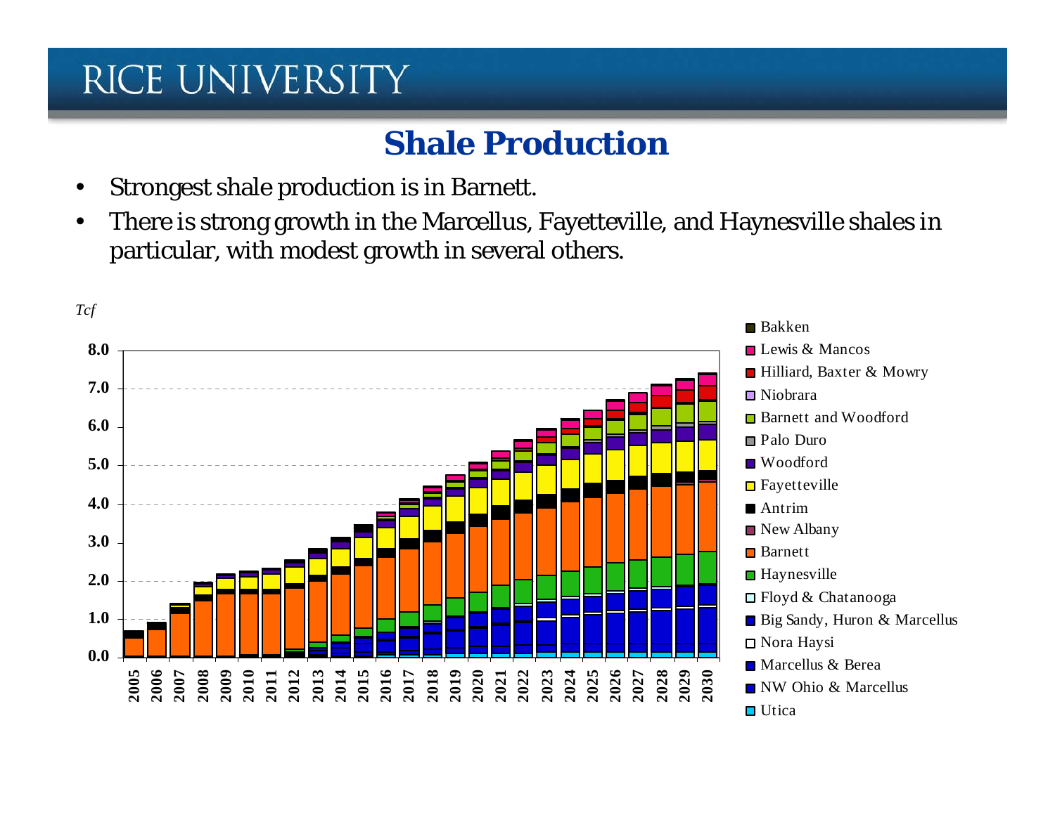## Shale Production

- Strongest shale production is in Barnett.
- There is strong growth in the Marcellus, Fayetteville, and Haynesville shales in particular, with modest growth in several others.

*Tcf*

Legend: Bakken, Lewis & Mancos, Hilliard, Baxter & Mowry, Niobrara, Barnett and Woodford, Palo Duro, Woodford, Fayetteville, Antrim, New Albany, Barnett, Haynesville, Floyd & Chatanooga, Big Sandy, Huron & Marcellus, Nora Haysi, Marcellus & Berea, NW Ohio & Marcellus, Utica

Y-axis: 0.0, 1.0, 2.0, 3.0, 4.0, 5.0, 6.0, 7.0, 8.0

X-axis: 2005, 2006, 2007, 2008, 2009, 2010, 2011, 2012, 2013, 2014, 2015, 2016, 2017, 2018, 2019, 2020, 2021, 2022, 2023, 2024, 2025, 2026, 2027, 2028, 2029, 2030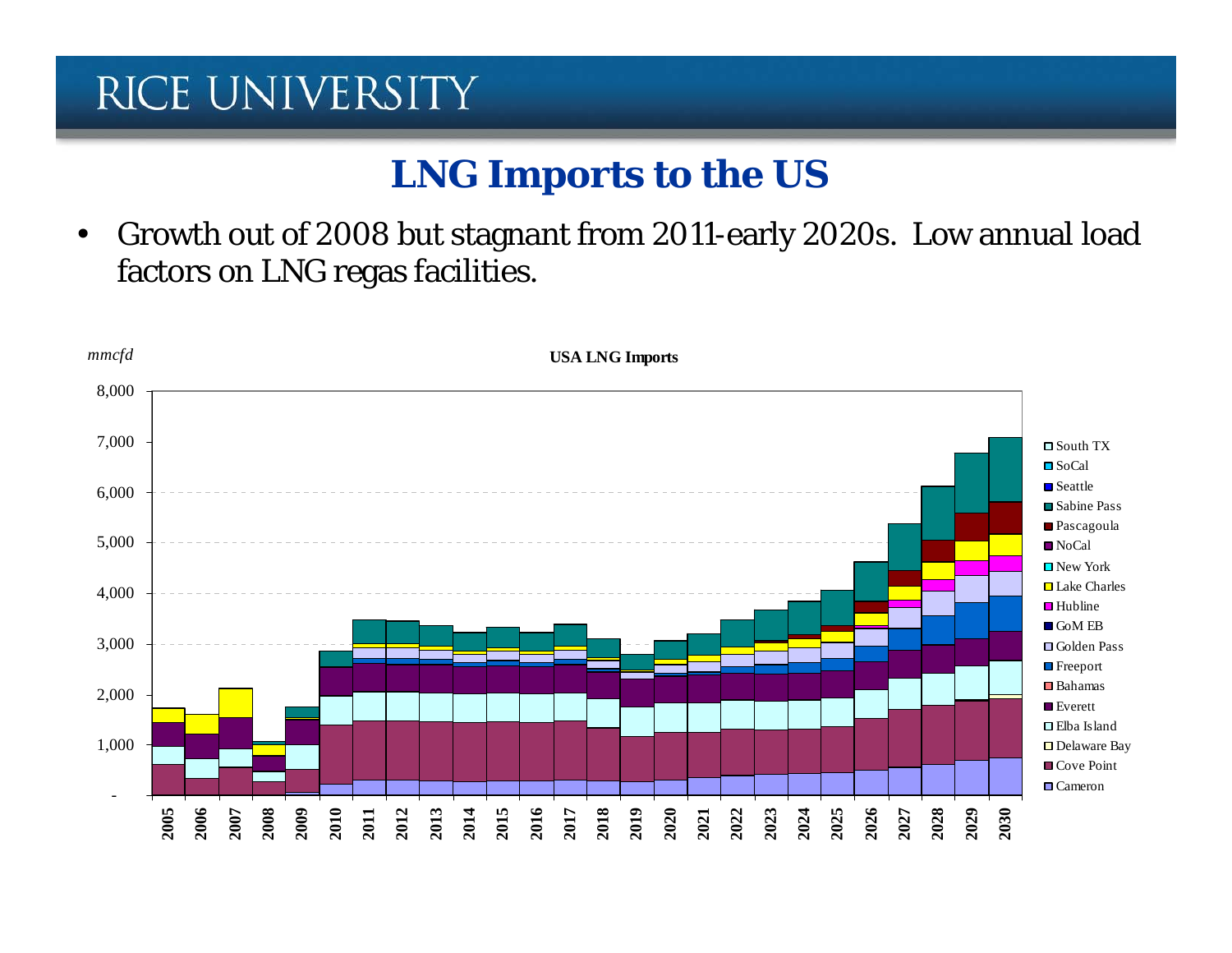## LNG Imports to the US

- Growth out of 2008 but stagnant from 2011-early 2020s. Low annual load factors on LNG regas facilities.

*mmcfd*

**USA LNG Imports**

Y-axis: -, 1,000, 2,000, 3,000, 4,000, 5,000, 6,000, 7,000, 8,000

X-axis: 2005, 2006, 2007, 2008, 2009, 2010, 2011, 2012, 2013, 2014, 2015, 2016, 2017, 2018, 2019, 2020, 2021, 2022, 2023, 2024, 2025, 2026, 2027, 2028, 2029, 2030

Legend: South TX, SoCal, Seattle, Sabine Pass, Pascagoula, NoCal, New York, Lake Charles, Hubline, GoM EB, Golden Pass, Freeport, Bahamas, Everett, Elba Island, Delaware Bay, Cove Point, Cameron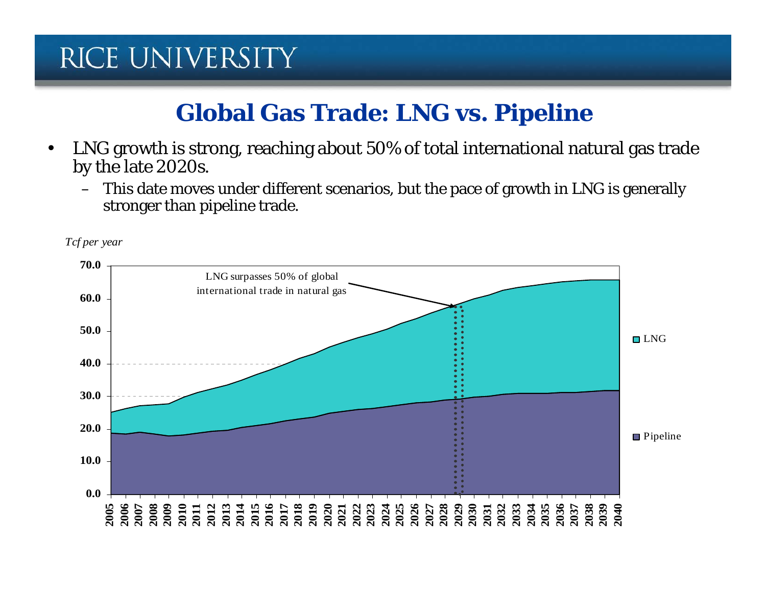## Global Gas Trade: LNG vs. Pipeline

- LNG growth is strong, reaching about 50% of total international natural gas trade by the late 2020s.
  - This date moves under different scenarios, but the pace of growth in LNG is generally stronger than pipeline trade.

*Tcf per year*

LNG surpasses 50% of global international trade in natural gas

LNG

Pipeline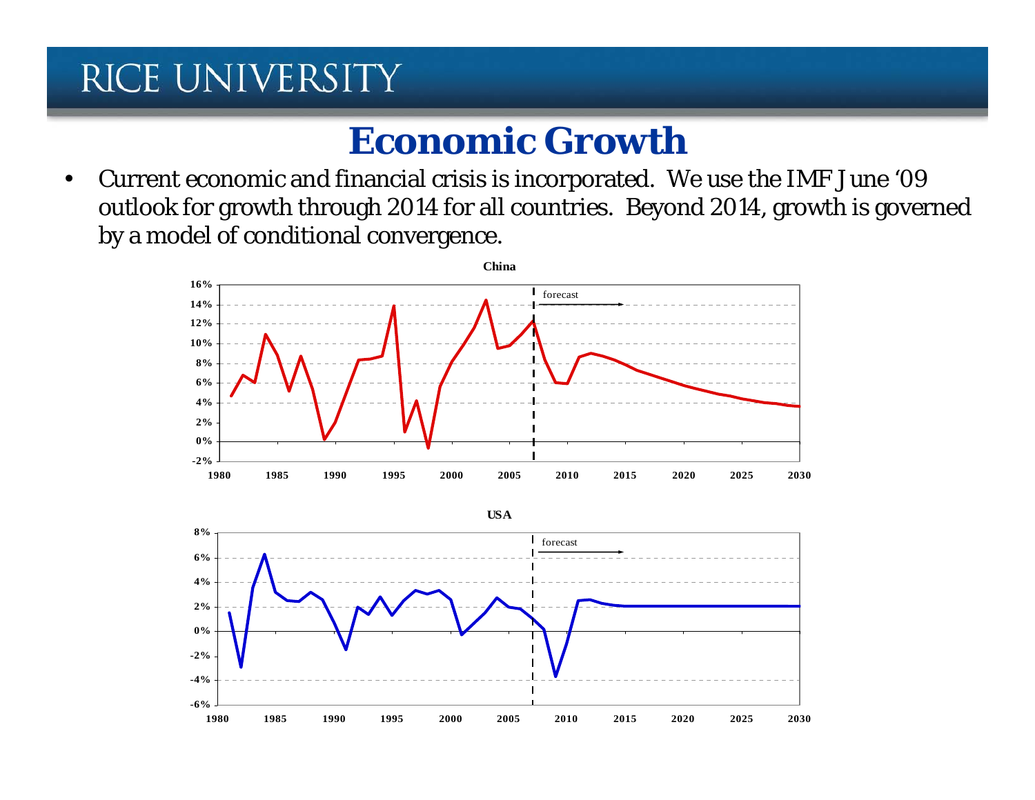# Economic Growth

- Current economic and financial crisis is incorporated. We use the IMF June '09 outlook for growth through 2014 for all countries. Beyond 2014, growth is governed by a model of conditional convergence.

**China**

**USA**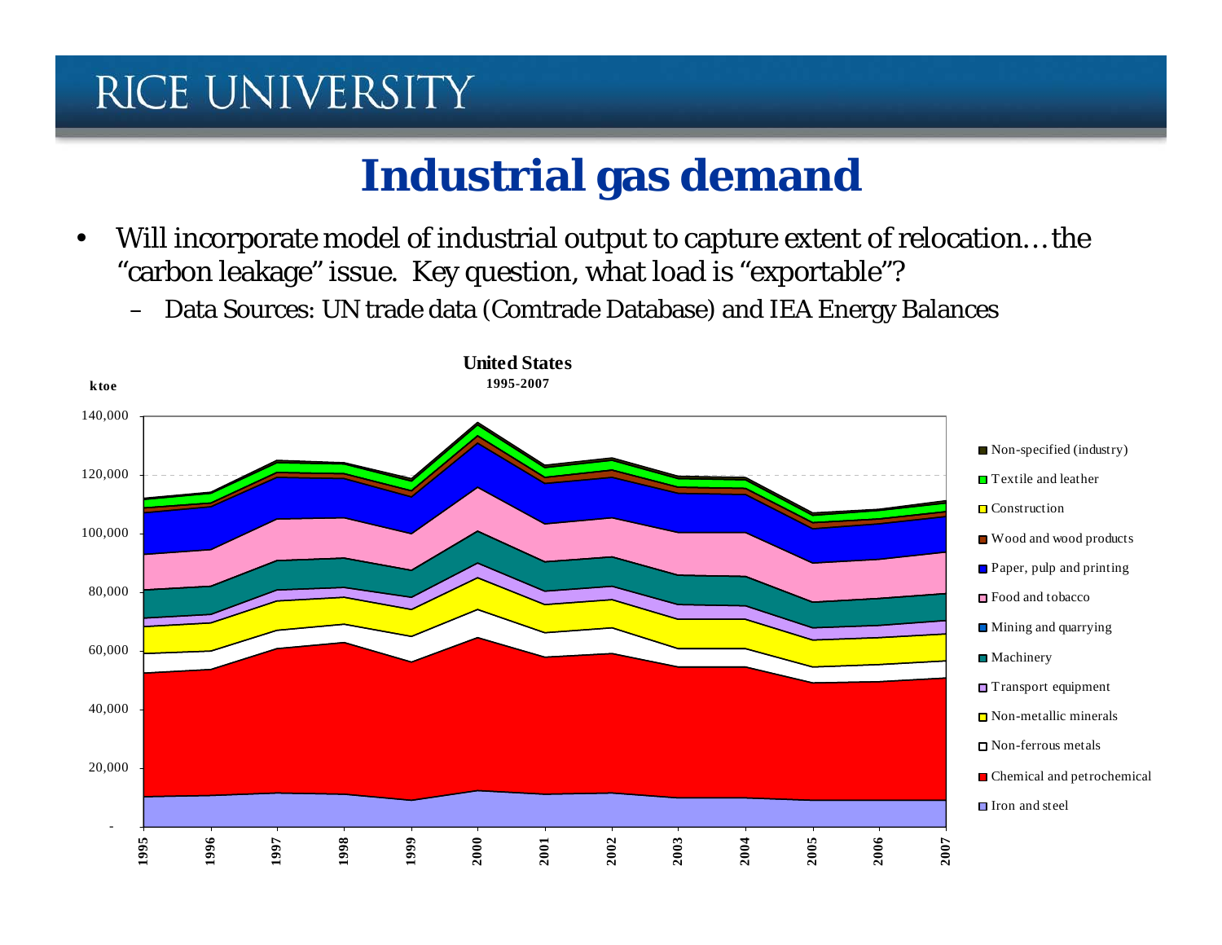# Industrial gas demand

- Will incorporate model of industrial output to capture extent of relocation… the "carbon leakage" issue. Key question, what load is "exportable"?
  - Data Sources: UN trade data (Comtrade Database) and IEA Energy Balances

**United States**
**1995-2007**

ktoe

140,000
120,000
100,000
80,000
60,000
40,000
20,000
-

1995 1996 1997 1998 1999 2000 2001 2002 2003 2004 2005 2006 2007

- Non-specified (industry)
- Textile and leather
- Construction
- Wood and wood products
- Paper, pulp and printing
- Food and tobacco
- Mining and quarrying
- Machinery
- Transport equipment
- Non-metallic minerals
- Non-ferrous metals
- Chemical and petrochemical
- Iron and steel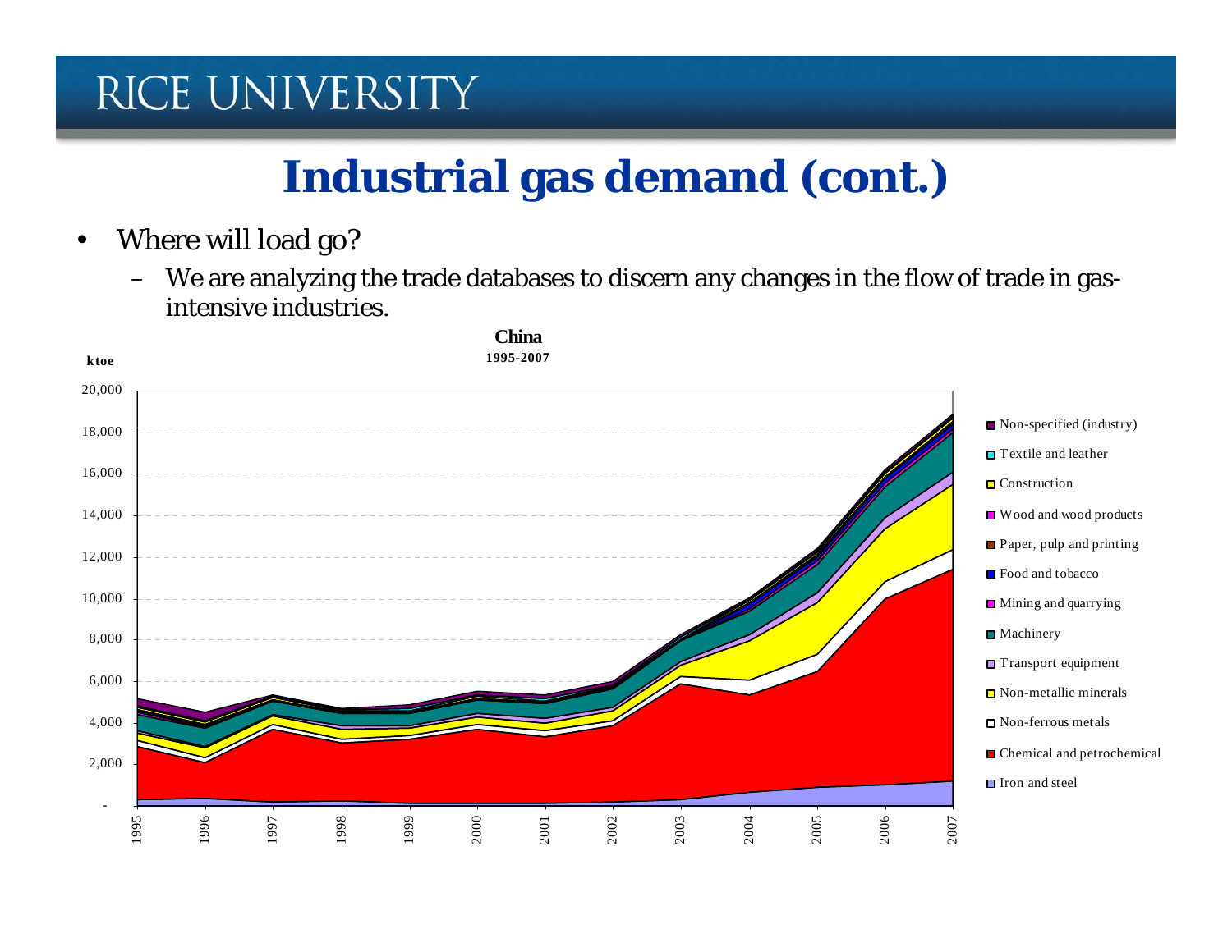# Industrial gas demand (cont.)

- Where will load go?
  - We are analyzing the trade databases to discern any changes in the flow of trade in gas-intensive industries.

**China**
**1995-2007**

ktoe

Non-specified (industry), Textile and leather, Construction, Wood and wood products, Paper, pulp and printing, Food and tobacco, Mining and quarrying, Machinery, Transport equipment, Non-metallic minerals, Non-ferrous metals, Chemical and petrochemical, Iron and steel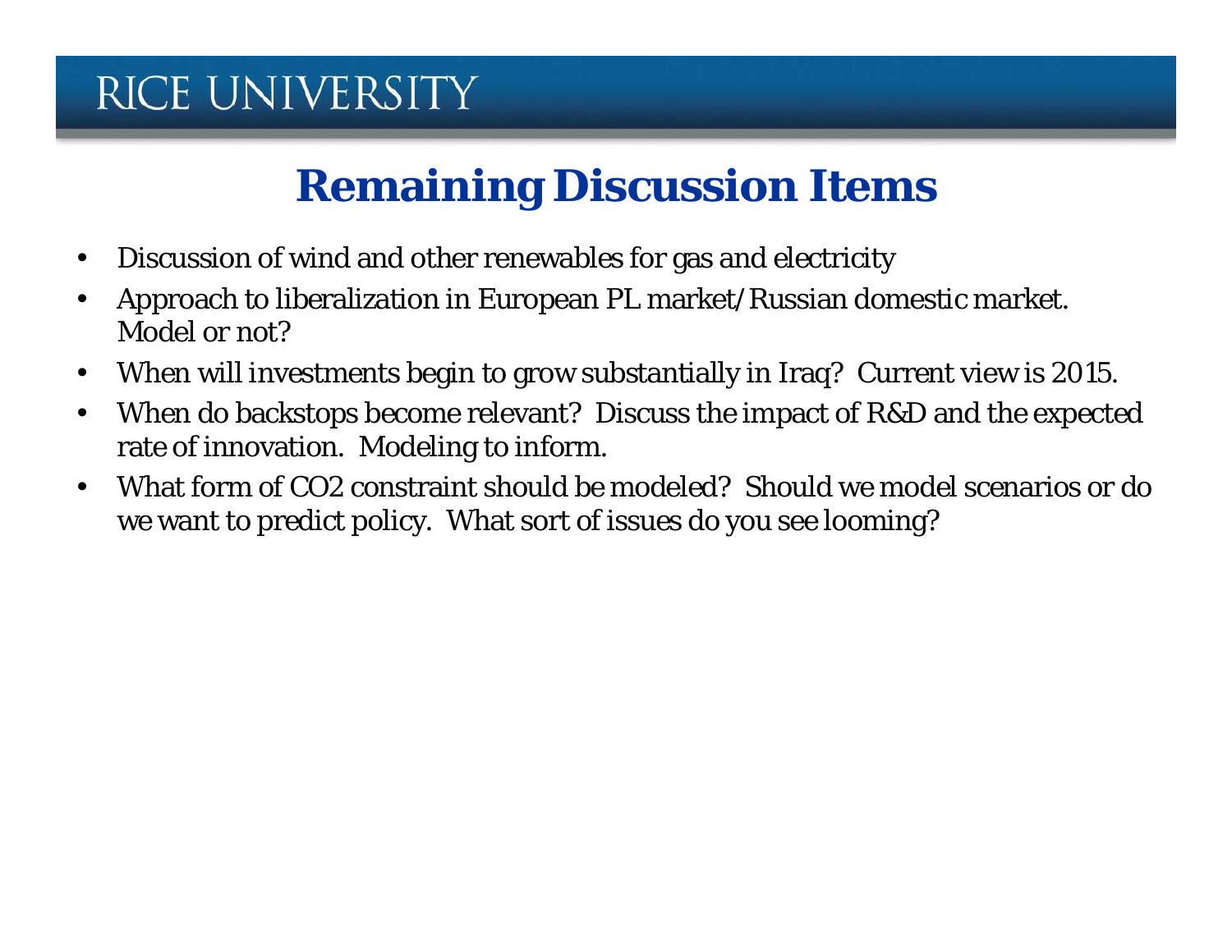# Remaining Discussion Items

- Discussion of wind and other renewables for gas and electricity
- Approach to liberalization in European PL market/Russian domestic market. Model or not?
- When will investments begin to grow substantially in Iraq? Current view is 2015.
- When do backstops become relevant? Discuss the impact of R&D and the expected rate of innovation. Modeling to inform.
- What form of $CO_2$ constraint should be modeled? Should we model scenarios or do we want to predict policy. What sort of issues do you see looming?